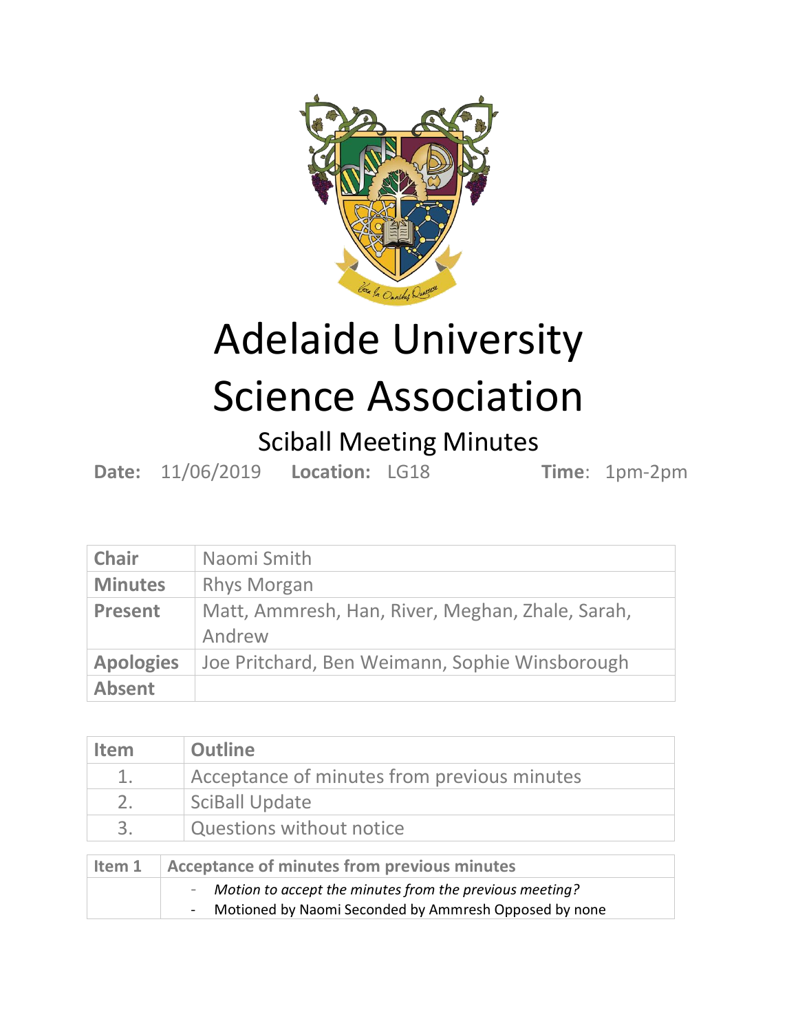# Adelaide University Science Association

## Sciball Meeting Minutes

**Date:** 11/06/2019 **Location:** LG18 **Time**: 1pm-2pm

| | |
|---|---|
| **Chair** | Naomi Smith |
| **Minutes** | Rhys Morgan |
| **Present** | Matt, Ammresh, Han, River, Meghan, Zhale, Sarah, Andrew |
| **Apologies** | Joe Pritchard, Ben Weimann, Sophie Winsborough |
| **Absent** | |

| Item | Outline |
|---|---|
| 1. | Acceptance of minutes from previous minutes |
| 2. | SciBall Update |
| 3. | Questions without notice |

| Item 1 | Acceptance of minutes from previous minutes |
|---|---|
| | - *Motion to accept the minutes from the previous meeting?*<br>- Motioned by Naomi Seconded by Ammresh Opposed by none |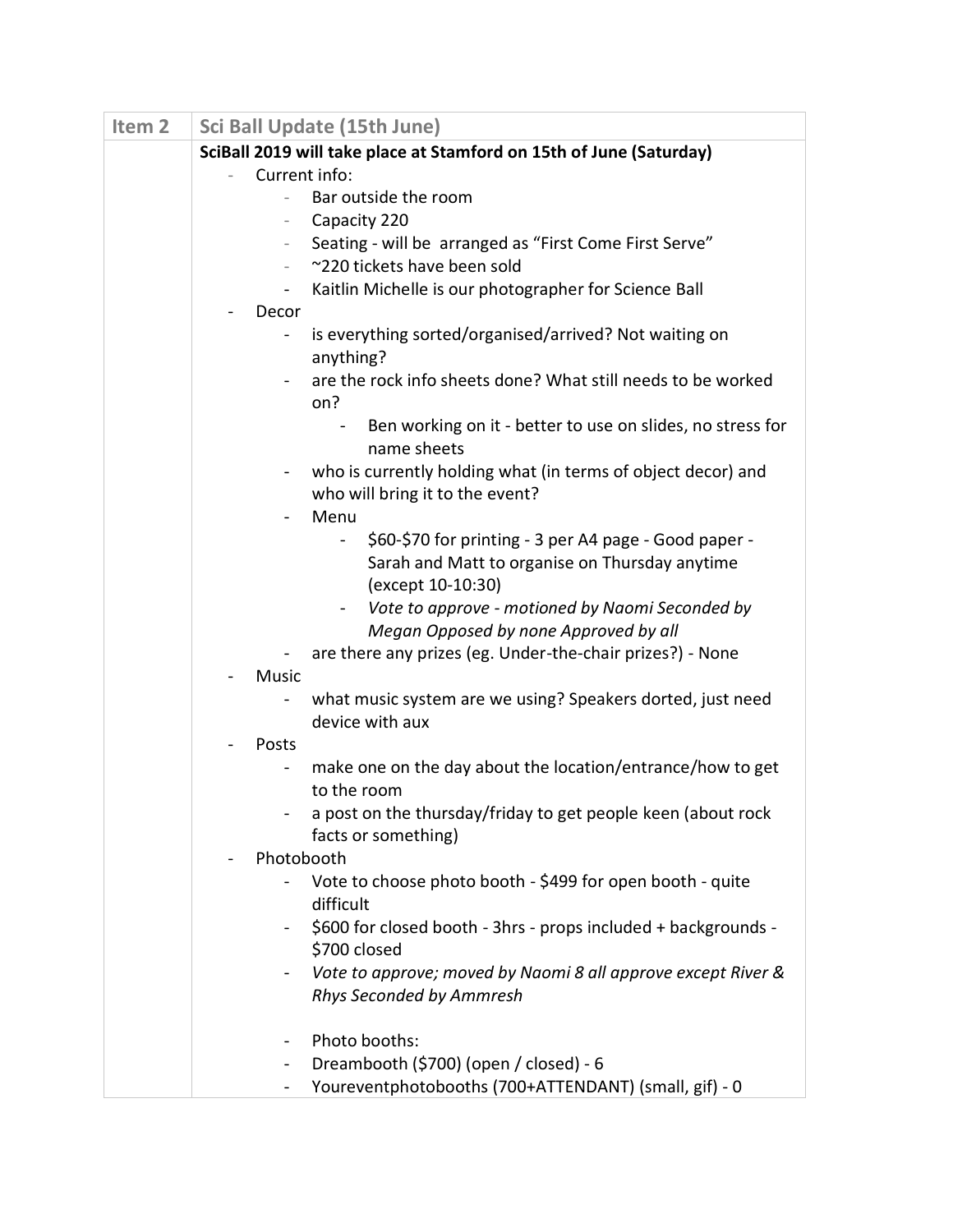| Item 2 | Sci Ball Update (15th June) |
| --- | --- |
| | **SciBall 2019 will take place at Stamford on 15th of June (Saturday)**<br>- Current info:<br>&nbsp;&nbsp;&nbsp;&nbsp;- Bar outside the room<br>&nbsp;&nbsp;&nbsp;&nbsp;- Capacity 220<br>&nbsp;&nbsp;&nbsp;&nbsp;- Seating - will be arranged as "First Come First Serve"<br>&nbsp;&nbsp;&nbsp;&nbsp;- ~220 tickets have been sold<br>&nbsp;&nbsp;&nbsp;&nbsp;- Kaitlin Michelle is our photographer for Science Ball<br>- Decor<br>&nbsp;&nbsp;&nbsp;&nbsp;- is everything sorted/organised/arrived? Not waiting on anything?<br>&nbsp;&nbsp;&nbsp;&nbsp;- are the rock info sheets done? What still needs to be worked on?<br>&nbsp;&nbsp;&nbsp;&nbsp;&nbsp;&nbsp;&nbsp;&nbsp;- Ben working on it - better to use on slides, no stress for name sheets<br>&nbsp;&nbsp;&nbsp;&nbsp;- who is currently holding what (in terms of object decor) and who will bring it to the event?<br>&nbsp;&nbsp;&nbsp;&nbsp;- Menu<br>&nbsp;&nbsp;&nbsp;&nbsp;&nbsp;&nbsp;&nbsp;&nbsp;- $60-$70 for printing - 3 per A4 page - Good paper - Sarah and Matt to organise on Thursday anytime (except 10-10:30)<br>&nbsp;&nbsp;&nbsp;&nbsp;&nbsp;&nbsp;&nbsp;&nbsp;- *Vote to approve - motioned by Naomi Seconded by Megan Opposed by none Approved by all*<br>&nbsp;&nbsp;&nbsp;&nbsp;- are there any prizes (eg. Under-the-chair prizes?) - None<br>- Music<br>&nbsp;&nbsp;&nbsp;&nbsp;- what music system are we using? Speakers dorted, just need device with aux<br>- Posts<br>&nbsp;&nbsp;&nbsp;&nbsp;- make one on the day about the location/entrance/how to get to the room<br>&nbsp;&nbsp;&nbsp;&nbsp;- a post on the thursday/friday to get people keen (about rock facts or something)<br>- Photobooth<br>&nbsp;&nbsp;&nbsp;&nbsp;- Vote to choose photo booth - $499 for open booth - quite difficult<br>&nbsp;&nbsp;&nbsp;&nbsp;- $600 for closed booth - 3hrs - props included + backgrounds - $700 closed<br>&nbsp;&nbsp;&nbsp;&nbsp;- *Vote to approve; moved by Naomi 8 all approve except River & Rhys Seconded by Ammresh*<br><br>&nbsp;&nbsp;&nbsp;&nbsp;- Photo booths:<br>&nbsp;&nbsp;&nbsp;&nbsp;- Dreambooth ($700) (open / closed) - 6<br>&nbsp;&nbsp;&nbsp;&nbsp;- Youreventphotobooths (700+ATTENDANT) (small, gif) - 0 |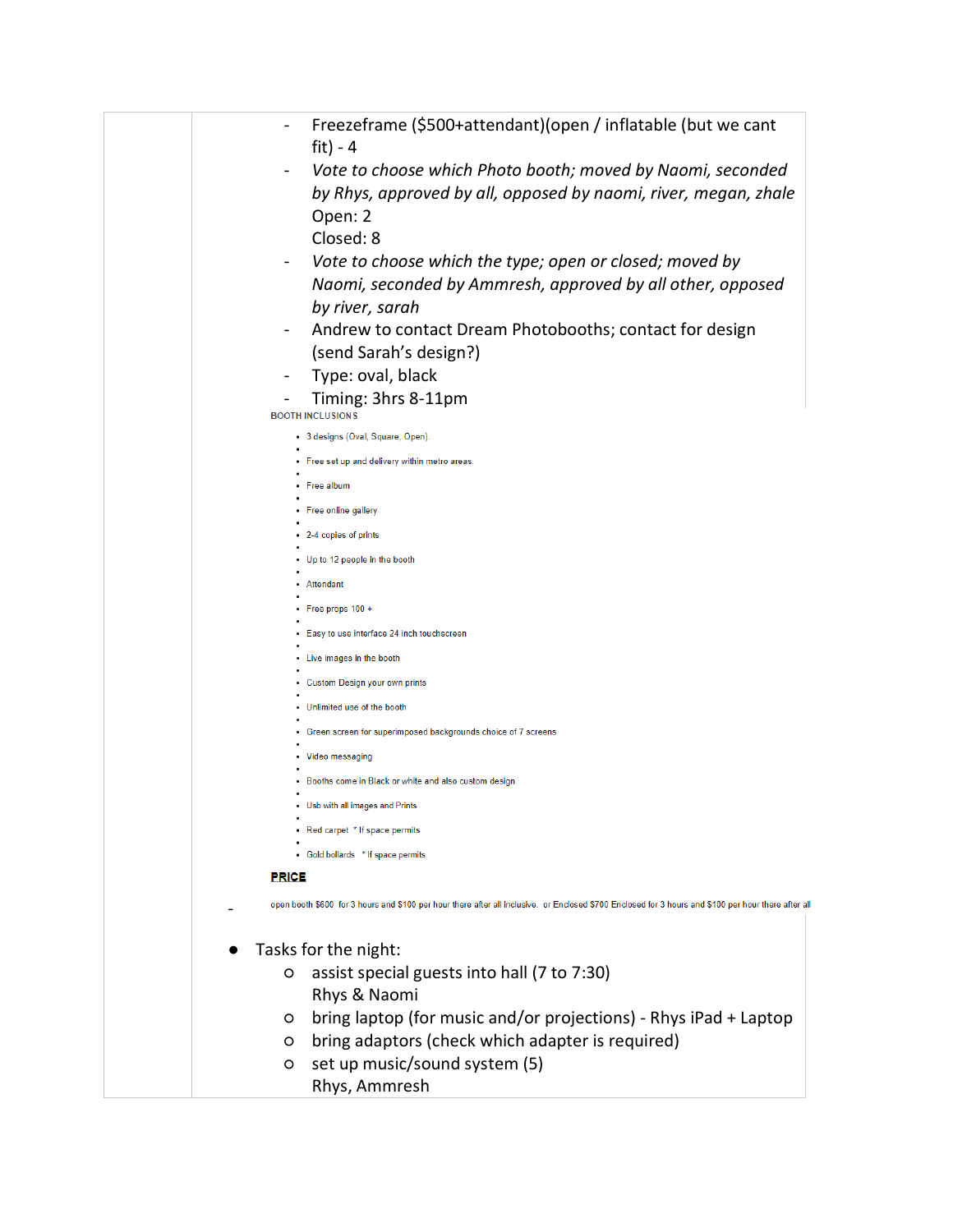- Freezeframe ($500+attendant)(open / inflatable (but we cant fit) - 4
- *Vote to choose which Photo booth; moved by Naomi, seconded by Rhys, approved by all, opposed by naomi, river, megan, zhale*
  Open: 2
  Closed: 8
- *Vote to choose which the type; open or closed; moved by Naomi, seconded by Ammresh, approved by all other, opposed by river, sarah*
- Andrew to contact Dream Photobooths; contact for design (send Sarah's design?)
- Type: oval, black
- Timing: 3hrs 8-11pm

BOOTH INCLUSIONS

- 3 designs (Oval, Square, Open).
- Free set up and delivery within metro areas.
- Free album
- Free online gallery
- 2-4 copies of prints
- Up to 12 people in the booth
- Attendant
- Free props 100 +
- Easy to use interface 24 inch touchscreen
- Live images in the booth
- Custom Design your own prints
- Unlimited use of the booth
- Green screen for superimposed backgrounds choice of 7 screens
- Video messaging
- Booths come in Black or white and also custom design
- Usb with all images and Prints
- Red carpet * If space permits
- Gold bollards * If space permits

**PRICE**

- open booth $600 for 3 hours and $100 per hour there after all inclusive. or Enclosed $700 Enclosed for 3 hours and $100 per hour there after all

- Tasks for the night:
  - assist special guests into hall (7 to 7:30)
    Rhys & Naomi
  - bring laptop (for music and/or projections) - Rhys iPad + Laptop
  - bring adaptors (check which adapter is required)
  - set up music/sound system (5)
    Rhys, Ammresh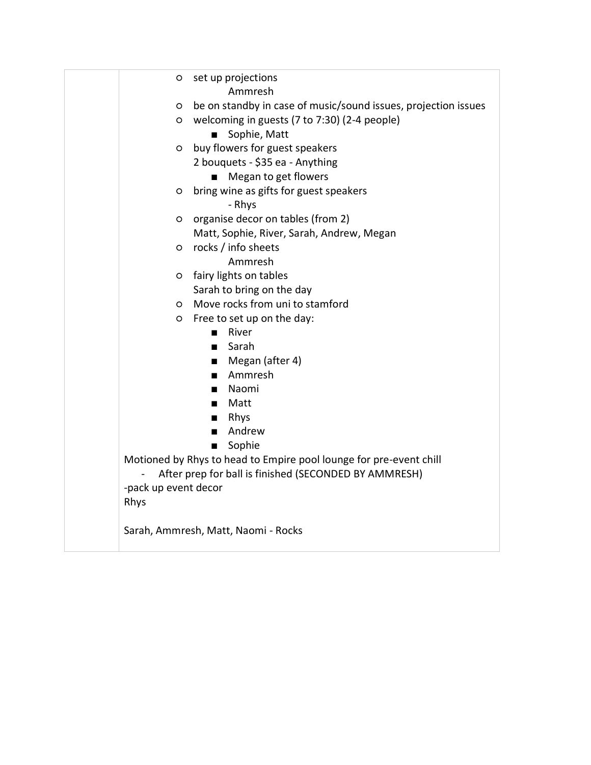| | |
|---|---|
| | - set up projections<br>&nbsp;&nbsp;&nbsp;&nbsp;Ammresh<br>- be on standby in case of music/sound issues, projection issues<br>- welcoming in guests (7 to 7:30) (2-4 people)<br>&nbsp;&nbsp;&nbsp;&nbsp;- Sophie, Matt<br>- buy flowers for guest speakers<br>&nbsp;&nbsp;2 bouquets - $35 ea - Anything<br>&nbsp;&nbsp;&nbsp;&nbsp;- Megan to get flowers<br>- bring wine as gifts for guest speakers<br>&nbsp;&nbsp;&nbsp;&nbsp;- Rhys<br>- organise decor on tables (from 2)<br>&nbsp;&nbsp;Matt, Sophie, River, Sarah, Andrew, Megan<br>- rocks / info sheets<br>&nbsp;&nbsp;&nbsp;&nbsp;Ammresh<br>- fairy lights on tables<br>&nbsp;&nbsp;Sarah to bring on the day<br>- Move rocks from uni to stamford<br>- Free to set up on the day:<br>&nbsp;&nbsp;&nbsp;&nbsp;- River<br>&nbsp;&nbsp;&nbsp;&nbsp;- Sarah<br>&nbsp;&nbsp;&nbsp;&nbsp;- Megan (after 4)<br>&nbsp;&nbsp;&nbsp;&nbsp;- Ammresh<br>&nbsp;&nbsp;&nbsp;&nbsp;- Naomi<br>&nbsp;&nbsp;&nbsp;&nbsp;- Matt<br>&nbsp;&nbsp;&nbsp;&nbsp;- Rhys<br>&nbsp;&nbsp;&nbsp;&nbsp;- Andrew<br>&nbsp;&nbsp;&nbsp;&nbsp;- Sophie<br>Motioned by Rhys to head to Empire pool lounge for pre-event chill<br>&nbsp;&nbsp;- After prep for ball is finished (SECONDED BY AMMRESH)<br>-pack up event decor<br>Rhys<br><br>Sarah, Ammresh, Matt, Naomi - Rocks |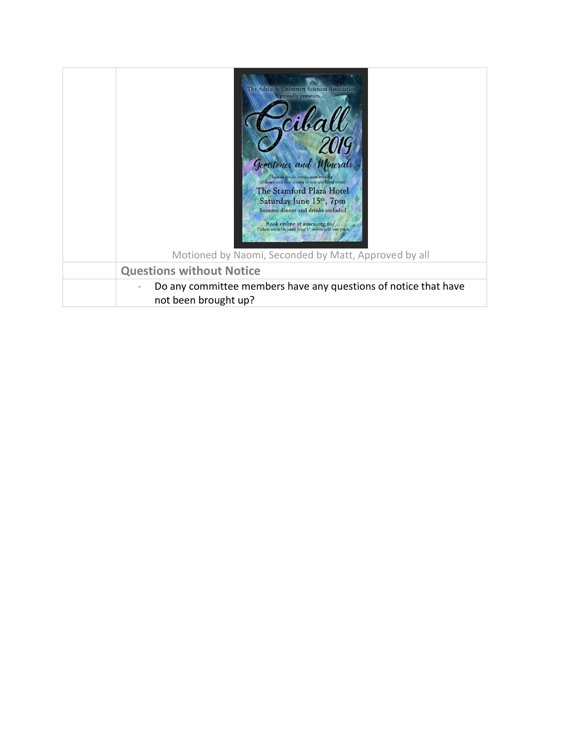| | |
|---|---|
| | Motioned by Naomi, Seconded by Matt, Approved by all |
| | **Questions without Notice** |
| | - Do any committee members have any questions of notice that have not been brought up? |